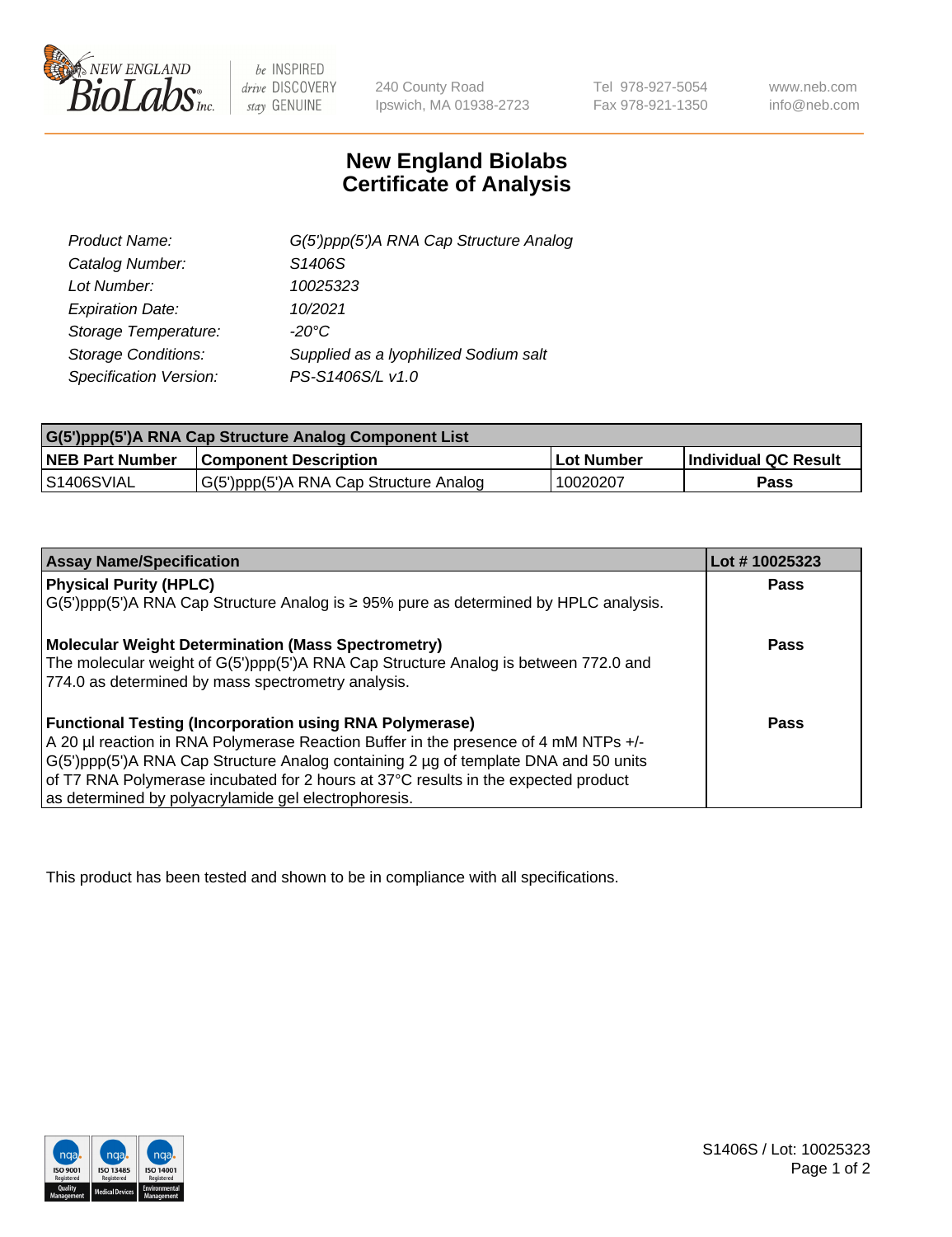240 County Road
Ipswich, MA 01938-2723

Tel 978-927-5054
Fax 978-921-1350

www.neb.com
info@neb.com

# New England Biolabs
# Certificate of Analysis

| | |
|---|---|
| *Product Name:* | *G(5')ppp(5')A RNA Cap Structure Analog* |
| *Catalog Number:* | *S1406S* |
| *Lot Number:* | *10025323* |
| *Expiration Date:* | *10/2021* |
| *Storage Temperature:* | *-20°C* |
| *Storage Conditions:* | *Supplied as a lyophilized Sodium salt* |
| *Specification Version:* | *PS-S1406S/L v1.0* |

| G(5')ppp(5')A RNA Cap Structure Analog Component List | | | |
|---|---|---|---|
| **NEB Part Number** | **Component Description** | **Lot Number** | **Individual QC Result** |
| S1406SVIAL | G(5')ppp(5')A RNA Cap Structure Analog | 10020207 | **Pass** |

| Assay Name/Specification | Lot # 10025323 |
|---|---|
| **Physical Purity (HPLC)**<br>G(5')ppp(5')A RNA Cap Structure Analog is ≥ 95% pure as determined by HPLC analysis. | **Pass** |
| **Molecular Weight Determination (Mass Spectrometry)**<br>The molecular weight of G(5')ppp(5')A RNA Cap Structure Analog is between 772.0 and 774.0 as determined by mass spectrometry analysis. | **Pass** |
| **Functional Testing (Incorporation using RNA Polymerase)**<br>A 20 µl reaction in RNA Polymerase Reaction Buffer in the presence of 4 mM NTPs +/- G(5')ppp(5')A RNA Cap Structure Analog containing 2 µg of template DNA and 50 units of T7 RNA Polymerase incubated for 2 hours at 37°C results in the expected product as determined by polyacrylamide gel electrophoresis. | **Pass** |

This product has been tested and shown to be in compliance with all specifications.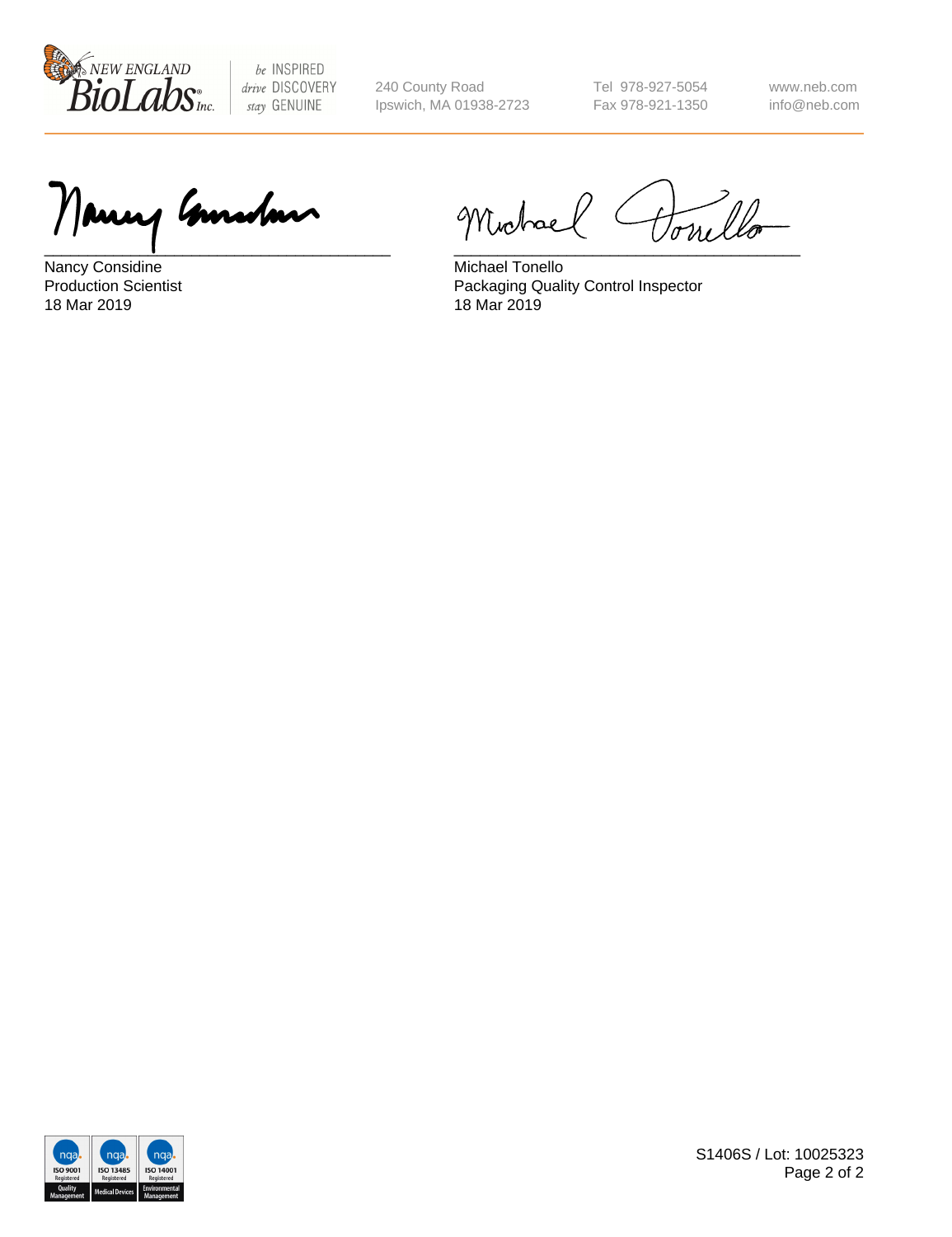be INSPIRED
drive DISCOVERY
stay GENUINE

240 County Road
Ipswich, MA 01938-2723

Tel 978-927-5054
Fax 978-921-1350

www.neb.com
info@neb.com

Nancy Considine
Production Scientist
18 Mar 2019

Michael Tonello
Packaging Quality Control Inspector
18 Mar 2019

S1406S / Lot: 10025323